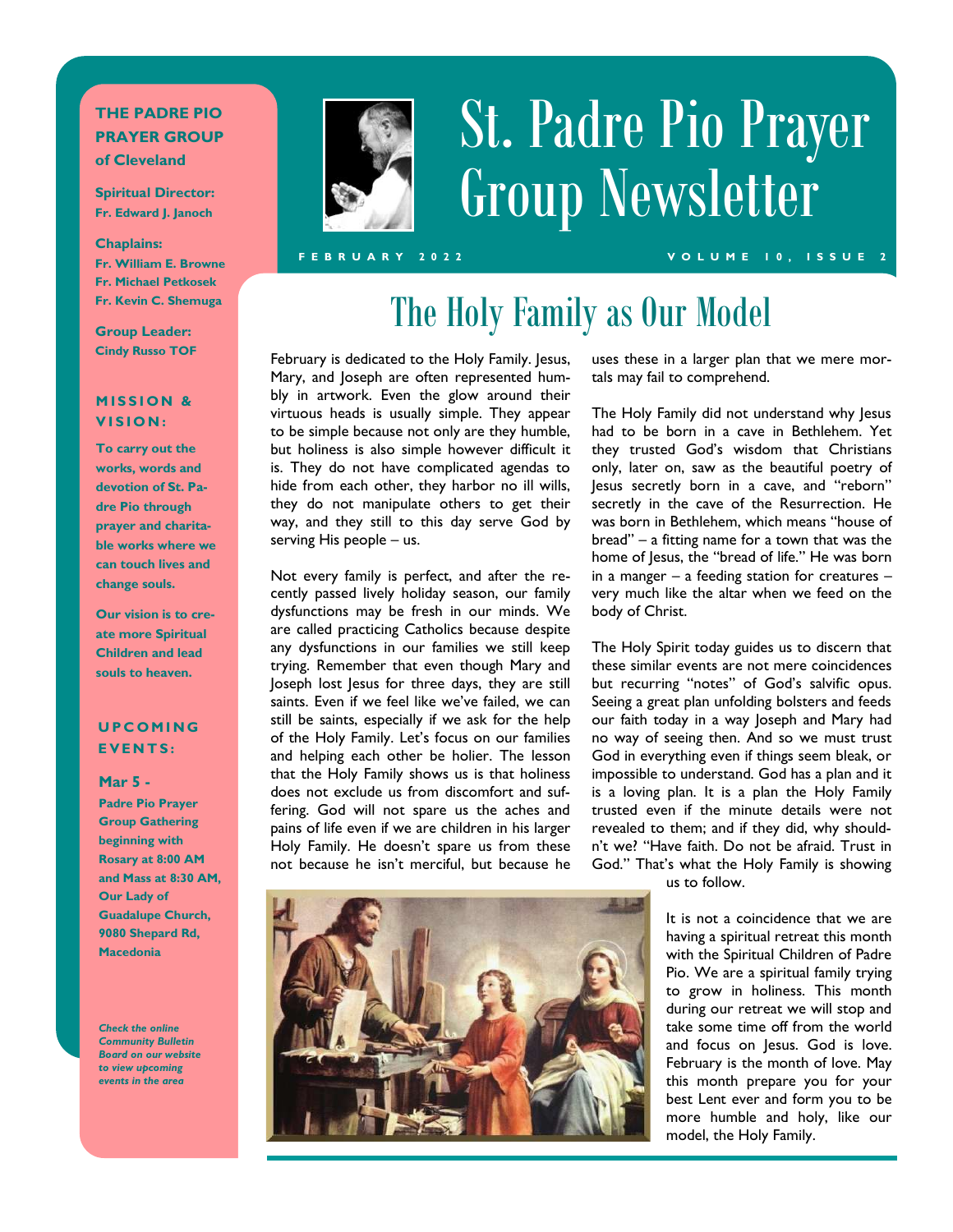# St. Padre Pio Prayer Group Newsletter

FEBRUARY 2022

VOLUME 10, ISSUE 2

**THE PADRE PIO PRAYER GROUP of Cleveland**

**Spiritual Director:**
**Fr. Edward J. Janoch**

**Chaplains:**
**Fr. William E. Browne**
**Fr. Michael Petkosek**
**Fr. Kevin C. Shemuga**

**Group Leader:**
**Cindy Russo TOF**

**MISSION & VISION:**

**To carry out the works, words and devotion of St. Padre Pio through prayer and charitable works where we can touch lives and change souls.**

**Our vision is to create more Spiritual Children and lead souls to heaven.**

**UPCOMING EVENTS:**

**Mar 5 -**
**Padre Pio Prayer Group Gathering beginning with Rosary at 8:00 AM and Mass at 8:30 AM, Our Lady of Guadalupe Church, 9080 Shepard Rd, Macedonia**

***Check the online Community Bulletin Board on our website to view upcoming events in the area***

## The Holy Family as Our Model

February is dedicated to the Holy Family. Jesus, Mary, and Joseph are often represented humbly in artwork. Even the glow around their virtuous heads is usually simple. They appear to be simple because not only are they humble, but holiness is also simple however difficult it is. They do not have complicated agendas to hide from each other, they harbor no ill wills, they do not manipulate others to get their way, and they still to this day serve God by serving His people – us.

Not every family is perfect, and after the recently passed lively holiday season, our family dysfunctions may be fresh in our minds. We are called practicing Catholics because despite any dysfunctions in our families we still keep trying. Remember that even though Mary and Joseph lost Jesus for three days, they are still saints. Even if we feel like we've failed, we can still be saints, especially if we ask for the help of the Holy Family. Let's focus on our families and helping each other be holier. The lesson that the Holy Family shows us is that holiness does not exclude us from discomfort and suffering. God will not spare us the aches and pains of life even if we are children in his larger Holy Family. He doesn't spare us from these not because he isn't merciful, but because he uses these in a larger plan that we mere mortals may fail to comprehend.

The Holy Family did not understand why Jesus had to be born in a cave in Bethlehem. Yet they trusted God's wisdom that Christians only, later on, saw as the beautiful poetry of Jesus secretly born in a cave, and "reborn" secretly in the cave of the Resurrection. He was born in Bethlehem, which means "house of bread" – a fitting name for a town that was the home of Jesus, the "bread of life." He was born in a manger – a feeding station for creatures – very much like the altar when we feed on the body of Christ.

The Holy Spirit today guides us to discern that these similar events are not mere coincidences but recurring "notes" of God's salvific opus. Seeing a great plan unfolding bolsters and feeds our faith today in a way Joseph and Mary had no way of seeing then. And so we must trust God in everything even if things seem bleak, or impossible to understand. God has a plan and it is a loving plan. It is a plan the Holy Family trusted even if the minute details were not revealed to them; and if they did, why shouldn't we? "Have faith. Do not be afraid. Trust in God." That's what the Holy Family is showing us to follow.

It is not a coincidence that we are having a spiritual retreat this month with the Spiritual Children of Padre Pio. We are a spiritual family trying to grow in holiness. This month during our retreat we will stop and take some time off from the world and focus on Jesus. God is love. February is the month of love. May this month prepare you for your best Lent ever and form you to be more humble and holy, like our model, the Holy Family.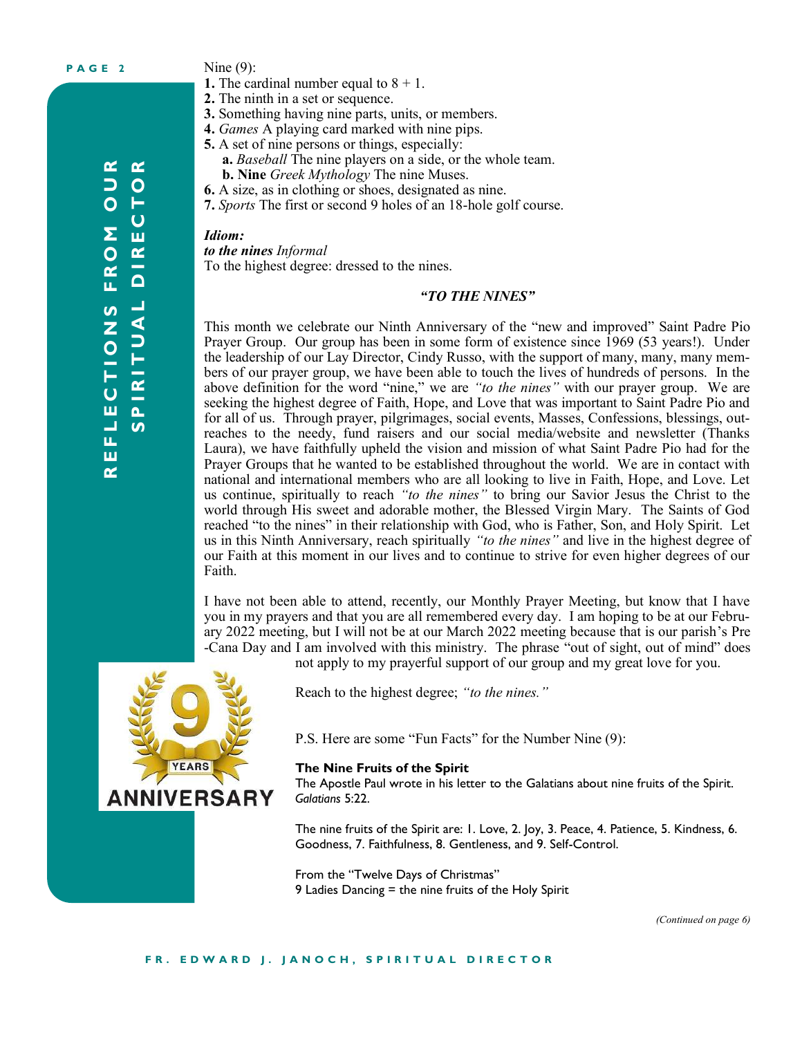## Reflections from our Spiritual Director

Nine (9):

**1.** The cardinal number equal to 8 + 1.
**2.** The ninth in a set or sequence.
**3.** Something having nine parts, units, or members.
**4.** *Games* A playing card marked with nine pips.
**5.** A set of nine persons or things, especially:
  **a.** *Baseball* The nine players on a side, or the whole team.
  **b. Nine** *Greek Mythology* The nine Muses.
**6.** A size, as in clothing or shoes, designated as nine.
**7.** *Sports* The first or second 9 holes of an 18-hole golf course.

***Idiom:***
***to the nines*** *Informal*
To the highest degree: dressed to the nines.

### *"TO THE NINES"*

This month we celebrate our Ninth Anniversary of the "new and improved" Saint Padre Pio Prayer Group. Our group has been in some form of existence since 1969 (53 years!). Under the leadership of our Lay Director, Cindy Russo, with the support of many, many, many members of our prayer group, we have been able to touch the lives of hundreds of persons. In the above definition for the word "nine," we are *"to the nines"* with our prayer group. We are seeking the highest degree of Faith, Hope, and Love that was important to Saint Padre Pio and for all of us. Through prayer, pilgrimages, social events, Masses, Confessions, blessings, outreaches to the needy, fund raisers and our social media/website and newsletter (Thanks Laura), we have faithfully upheld the vision and mission of what Saint Padre Pio had for the Prayer Groups that he wanted to be established throughout the world. We are in contact with national and international members who are all looking to live in Faith, Hope, and Love. Let us continue, spiritually to reach *"to the nines"* to bring our Savior Jesus the Christ to the world through His sweet and adorable mother, the Blessed Virgin Mary. The Saints of God reached "to the nines" in their relationship with God, who is Father, Son, and Holy Spirit. Let us in this Ninth Anniversary, reach spiritually *"to the nines"* and live in the highest degree of our Faith at this moment in our lives and to continue to strive for even higher degrees of our Faith.

I have not been able to attend, recently, our Monthly Prayer Meeting, but know that I have you in my prayers and that you are all remembered every day. I am hoping to be at our February 2022 meeting, but I will not be at our March 2022 meeting because that is our parish's Pre-Cana Day and I am involved with this ministry. The phrase "out of sight, out of mind" does not apply to my prayerful support of our group and my great love for you.

9 YEARS ANNIVERSARY

Reach to the highest degree; *"to the nines."*

P.S. Here are some "Fun Facts" for the Number Nine (9):

**The Nine Fruits of the Spirit**
The Apostle Paul wrote in his letter to the Galatians about nine fruits of the Spirit. *Galatians* 5:22.

The nine fruits of the Spirit are: 1. Love, 2. Joy, 3. Peace, 4. Patience, 5. Kindness, 6. Goodness, 7. Faithfulness, 8. Gentleness, and 9. Self-Control.

From the "Twelve Days of Christmas"
9 Ladies Dancing = the nine fruits of the Holy Spirit

*(Continued on page 6)*

FR. EDWARD J. JANOCH, SPIRITUAL DIRECTOR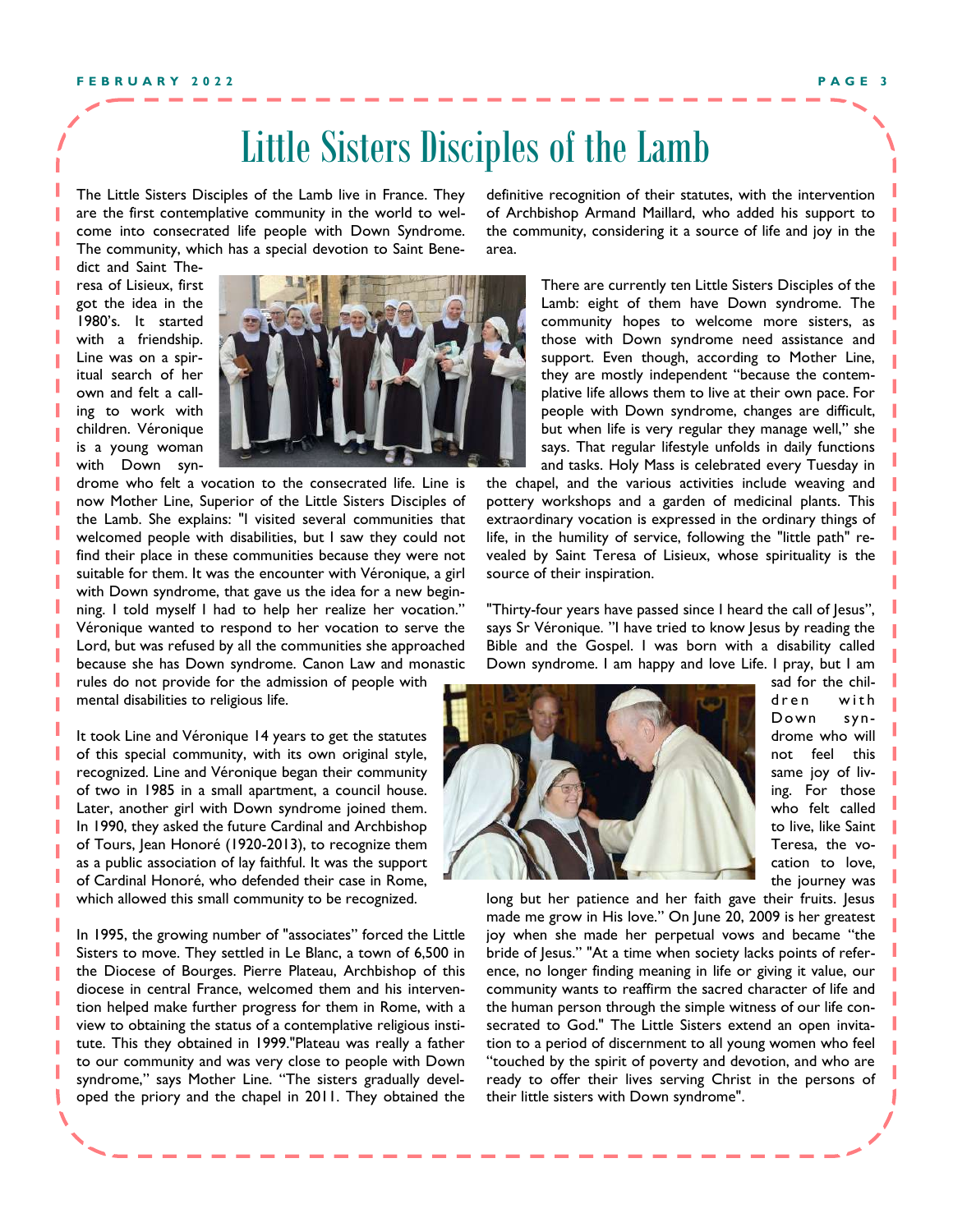# Little Sisters Disciples of the Lamb

The Little Sisters Disciples of the Lamb live in France. They are the first contemplative community in the world to welcome into consecrated life people with Down Syndrome. The community, which has a special devotion to Saint Benedict and Saint Theresa of Lisieux, first got the idea in the 1980's. It started with a friendship. Line was on a spiritual search of her own and felt a calling to work with children. Véronique is a young woman with Down syndrome who felt a vocation to the consecrated life. Line is now Mother Line, Superior of the Little Sisters Disciples of the Lamb. She explains: "I visited several communities that welcomed people with disabilities, but I saw they could not find their place in these communities because they were not suitable for them. It was the encounter with Véronique, a girl with Down syndrome, that gave us the idea for a new beginning. I told myself I had to help her realize her vocation." Véronique wanted to respond to her vocation to serve the Lord, but was refused by all the communities she approached because she has Down syndrome. Canon Law and monastic rules do not provide for the admission of people with mental disabilities to religious life.

It took Line and Véronique 14 years to get the statutes of this special community, with its own original style, recognized. Line and Véronique began their community of two in 1985 in a small apartment, a council house. Later, another girl with Down syndrome joined them. In 1990, they asked the future Cardinal and Archbishop of Tours, Jean Honoré (1920-2013), to recognize them as a public association of lay faithful. It was the support of Cardinal Honoré, who defended their case in Rome, which allowed this small community to be recognized.

In 1995, the growing number of "associates" forced the Little Sisters to move. They settled in Le Blanc, a town of 6,500 in the Diocese of Bourges. Pierre Plateau, Archbishop of this diocese in central France, welcomed them and his intervention helped make further progress for them in Rome, with a view to obtaining the status of a contemplative religious institute. This they obtained in 1999."Plateau was really a father to our community and was very close to people with Down syndrome," says Mother Line. "The sisters gradually developed the priory and the chapel in 2011. They obtained the definitive recognition of their statutes, with the intervention of Archbishop Armand Maillard, who added his support to the community, considering it a source of life and joy in the area.

There are currently ten Little Sisters Disciples of the Lamb: eight of them have Down syndrome. The community hopes to welcome more sisters, as those with Down syndrome need assistance and support. Even though, according to Mother Line, they are mostly independent "because the contemplative life allows them to live at their own pace. For people with Down syndrome, changes are difficult, but when life is very regular they manage well," she says. That regular lifestyle unfolds in daily functions and tasks. Holy Mass is celebrated every Tuesday in the chapel, and the various activities include weaving and pottery workshops and a garden of medicinal plants. This extraordinary vocation is expressed in the ordinary things of life, in the humility of service, following the "little path" revealed by Saint Teresa of Lisieux, whose spirituality is the source of their inspiration.

"Thirty-four years have passed since I heard the call of Jesus", says Sr Véronique. "I have tried to know Jesus by reading the Bible and the Gospel. I was born with a disability called Down syndrome. I am happy and love Life. I pray, but I am sad for the children with Down syndrome who will not feel this same joy of living. For those who felt called to live, like Saint Teresa, the vocation to love, the journey was long but her patience and her faith gave their fruits. Jesus made me grow in His love." On June 20, 2009 is her greatest joy when she made her perpetual vows and became "the bride of Jesus." "At a time when society lacks points of reference, no longer finding meaning in life or giving it value, our community wants to reaffirm the sacred character of life and the human person through the simple witness of our life consecrated to God." The Little Sisters extend an open invitation to a period of discernment to all young women who feel "touched by the spirit of poverty and devotion, and who are ready to offer their lives serving Christ in the persons of their little sisters with Down syndrome".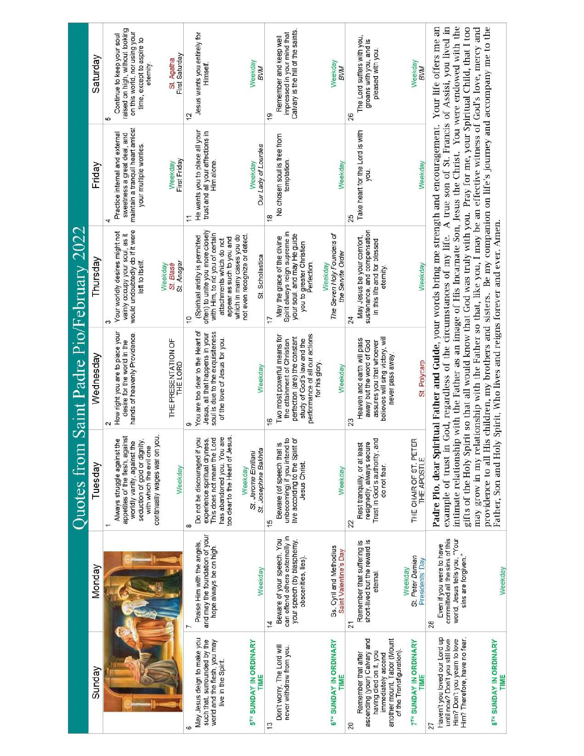# Quotes from Saint Padre Pio/February 2022

| Sunday | Monday | Tuesday | Wednesday | Thursday | Friday | Saturday |
|---|---|---|---|---|---|---|
| | | 1 Always struggle against the appetites of the flesh, against worldly vanity, against the seduction of gold or dignity, with which the evil one continually wages war on you. Weekday | 2 How right you are to place your desire for the word in the hands of heavenly Providence. THE PRESENTATION OF THE LORD | 3 Your worldly desires might not vainly occupy your soul, as it would undoubtedly do if it were left to itself. Weekday *St. Blase* *St. Ansgar* | 4 Practice internal and external sweetness a great deal, and maintain a tranquil heart amidst your multiple worries. Weekday First Friday | 5 Continue to keep your soul raised on high, without looking on this world, nor using your time, except to aspire to eternity. St. Agatha First Saturday |
| 6 May Jesus deign to make you such that, surrounded by the world and the flesh, you may live in the Spirit. **5TH SUNDAY IN ORDINARY TIME** | 7 Praise Him with the angels, and may the foundation of your hope always be on high. Weekday | 8 Do not be discouraged if you experience spiritual dryness. This does not mean the Lord has abandoned you. You are too dear to the Heart of Jesus. Weekday *St. Jerome Emiliani* *St. Josephine Bakhita* | 9 You are too dear to the Heart of Jesus, all that happens in your soul is due to the exquisiteness of the love of Jesus for you. Weekday | 10 (Spiritual aridity is permitted often) to unite you more closely with Him, to rid you of certain attachments which do not appear as such to you and which in many cases you do not even recognize or detect. St. Scholastica | 11 He wants you to place all your trust and all your affections in Him alone. Weekday *Our Lady of Lourdes* | 12 Jesus wants you entirely for Himself. Weekday *BVM* |
| 13 Don't worry. The Lord will never withdraw from you. **6TH SUNDAY IN ORDINARY TIME** | 14 Beware of your speech. You can offend others externally in your speech (by blasphemy, obscenities, lies). Ss. Cyril and Methodius Saint Valentine's Day | 15 Beware (of speech that is unbecoming) if you intend to live according to the Spirit of Jesus Christ. Weekday | 16 Two most powerful means for the attainment of Christian perfection (are) the constant study of God's law and the performance of all our actions for his glory. Weekday | 17 May the grace of the divine Spirit always reign supreme in your soul and may He guide you to greater Christian Perfection. Weekday *The Seven Holy Founders of the Servite Order* | 18 No chosen soul is free from temptation. Weekday | 19 Remember and keep well impressed in your mind that Calvary is the hill of the saints. Weekday *BVM* |
| 20 Remember that after ascending (your) Calvary and having died on it, you immediately ascend another mount, Tabor (Mount of the Transfiguration). **7TH SUNDAY IN ORDINARY TIME** | 21 Remember that suffering is short-lived but the reward is eternal. Weekday *St. Peter Damian* Presidents' Day | 22 Rest tranquilly, or at least resignedly, always secure Trust in God's authority, and do not fear. THE CHAIR OF ST. PETER THE APOSTLE | 23 Heaven and earth will pass away but the word of God assures you that whoever believes will sing victory, will never pass away. St. Polycarp | 24 May Jesus be your comfort, sustenance, and compensation in this life and for blessed eternity. Weekday | 25 Take heart for the Lord is with you. Weekday | 26 The Lord suffers with you, groans with you, and is pleased with you. Weekday *BVM* |
| 27 Haven't you loved our Lord up until now? Don't you still love Him? Don't you yearn to love Him? Therefore, have no fear. **8TH SUNDAY IN ORDINARY TIME** | 28 Even if you were to have committed all the sins of this world, Jesus tells you, "Your sins are forgiven." Weekday | | | | | |

**Padre Pio, dear Spiritual Father and Guide,** your words bring me strength and encouragement. Your life offers me an example of trust in God, regardless of the circumstances of my life. A true son of St. Francis of Assisi, you lived in intimate relationship with the Father as an image of His Incarnate Son, Jesus the Christ. You were endowed with the gifts of the Holy Spirit so that all would know that God was truly with you. Pray for me, your Spiritual Child, that I too may grow in my relationship with the Father so that, like you, I may be an effective witness of God's love, mercy and providence to all His children, my brothers and sisters. Be my companion on life's journey and accompany me to the Father, Son and Holy Spirit, Who lives and reigns forever and ever. Amen.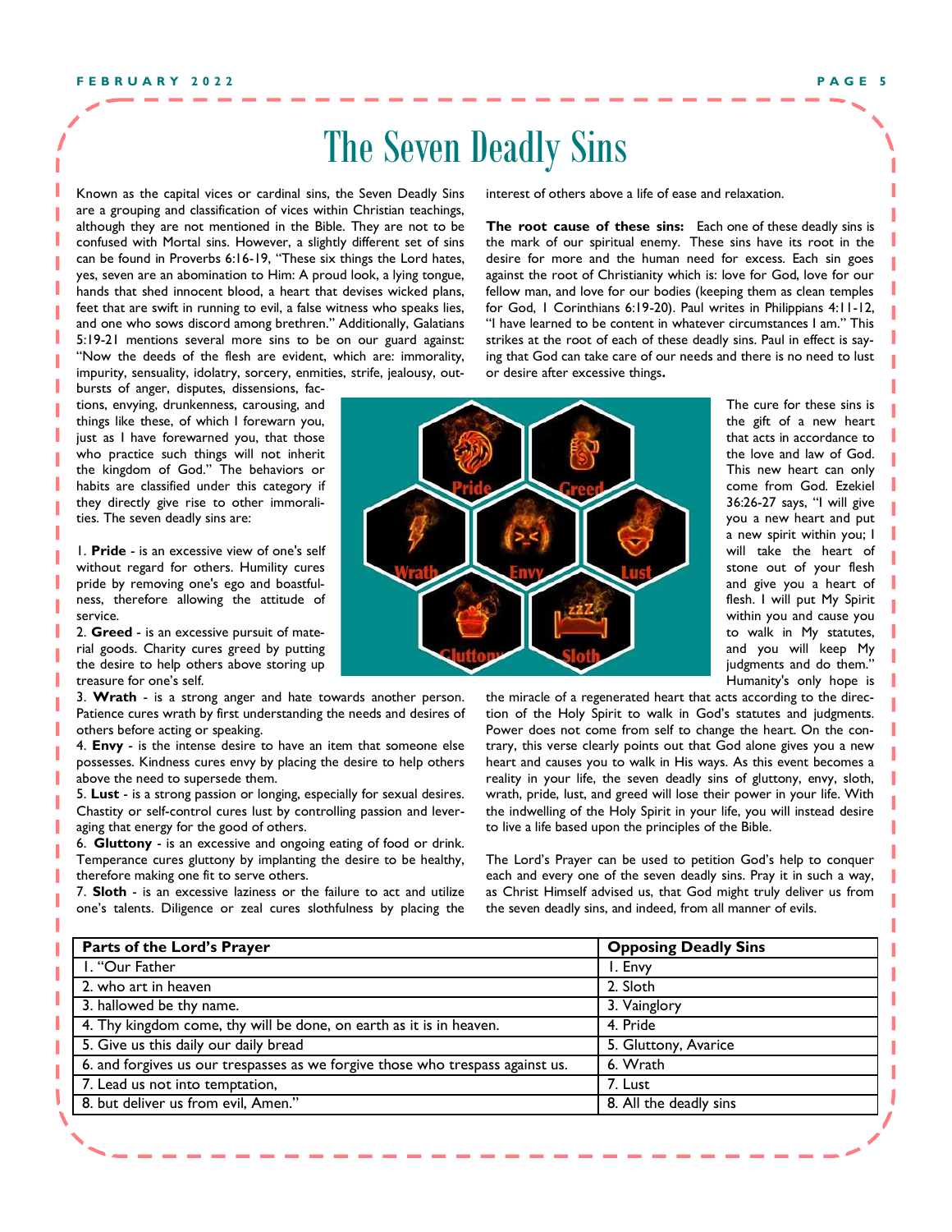# The Seven Deadly Sins

Known as the capital vices or cardinal sins, the Seven Deadly Sins are a grouping and classification of vices within Christian teachings, although they are not mentioned in the Bible. They are not to be confused with Mortal sins. However, a slightly different set of sins can be found in Proverbs 6:16-19, "These six things the Lord hates, yes, seven are an abomination to Him: A proud look, a lying tongue, hands that shed innocent blood, a heart that devises wicked plans, feet that are swift in running to evil, a false witness who speaks lies, and one who sows discord among brethren." Additionally, Galatians 5:19-21 mentions several more sins to be on our guard against: "Now the deeds of the flesh are evident, which are: immorality, impurity, sensuality, idolatry, sorcery, enmities, strife, jealousy, outbursts of anger, disputes, dissensions, factions, envying, drunkenness, carousing, and things like these, of which I forewarn you, just as I have forewarned you, that those who practice such things will not inherit the kingdom of God." The behaviors or habits are classified under this category if they directly give rise to other immoralities. The seven deadly sins are:

1. **Pride** - is an excessive view of one's self without regard for others. Humility cures pride by removing one's ego and boastfulness, therefore allowing the attitude of service.
2. **Greed** - is an excessive pursuit of material goods. Charity cures greed by putting the desire to help others above storing up treasure for one's self.
3. **Wrath** - is a strong anger and hate towards another person. Patience cures wrath by first understanding the needs and desires of others before acting or speaking.
4. **Envy** - is the intense desire to have an item that someone else possesses. Kindness cures envy by placing the desire to help others above the need to supersede them.
5. **Lust** - is a strong passion or longing, especially for sexual desires. Chastity or self-control cures lust by controlling passion and leveraging that energy for the good of others.
6. **Gluttony** - is an excessive and ongoing eating of food or drink. Temperance cures gluttony by implanting the desire to be healthy, therefore making one fit to serve others.
7. **Sloth** - is an excessive laziness or the failure to act and utilize one's talents. Diligence or zeal cures slothfulness by placing the interest of others above a life of ease and relaxation.

**The root cause of these sins:** Each one of these deadly sins is the mark of our spiritual enemy. These sins have its root in the desire for more and the human need for excess. Each sin goes against the root of Christianity which is: love for God, love for our fellow man, and love for our bodies (keeping them as clean temples for God, 1 Corinthians 6:19-20). Paul writes in Philippians 4:11-12, "I have learned to be content in whatever circumstances I am." This strikes at the root of each of these deadly sins. Paul in effect is saying that God can take care of our needs and there is no need to lust or desire after excessive things**.**

The cure for these sins is the gift of a new heart that acts in accordance to the love and law of God. This new heart can only come from God. Ezekiel 36:26-27 says, "I will give you a new heart and put a new spirit within you; I will take the heart of stone out of your flesh and give you a heart of flesh. I will put My Spirit within you and cause you to walk in My statutes, and you will keep My judgments and do them." Humanity's only hope is the miracle of a regenerated heart that acts according to the direction of the Holy Spirit to walk in God's statutes and judgments. Power does not come from self to change the heart. On the contrary, this verse clearly points out that God alone gives you a new heart and causes you to walk in His ways. As this event becomes a reality in your life, the seven deadly sins of gluttony, envy, sloth, wrath, pride, lust, and greed will lose their power in your life. With the indwelling of the Holy Spirit in your life, you will instead desire to live a life based upon the principles of the Bible.

The Lord's Prayer can be used to petition God's help to conquer each and every one of the seven deadly sins. Pray it in such a way, as Christ Himself advised us, that God might truly deliver us from the seven deadly sins, and indeed, from all manner of evils.

| Parts of the Lord's Prayer | Opposing Deadly Sins |
|---|---|
| 1. "Our Father | 1. Envy |
| 2. who art in heaven | 2. Sloth |
| 3. hallowed be thy name. | 3. Vainglory |
| 4. Thy kingdom come, thy will be done, on earth as it is in heaven. | 4. Pride |
| 5. Give us this daily our daily bread | 5. Gluttony, Avarice |
| 6. and forgives us our trespasses as we forgive those who trespass against us. | 6. Wrath |
| 7. Lead us not into temptation, | 7. Lust |
| 8. but deliver us from evil, Amen." | 8. All the deadly sins |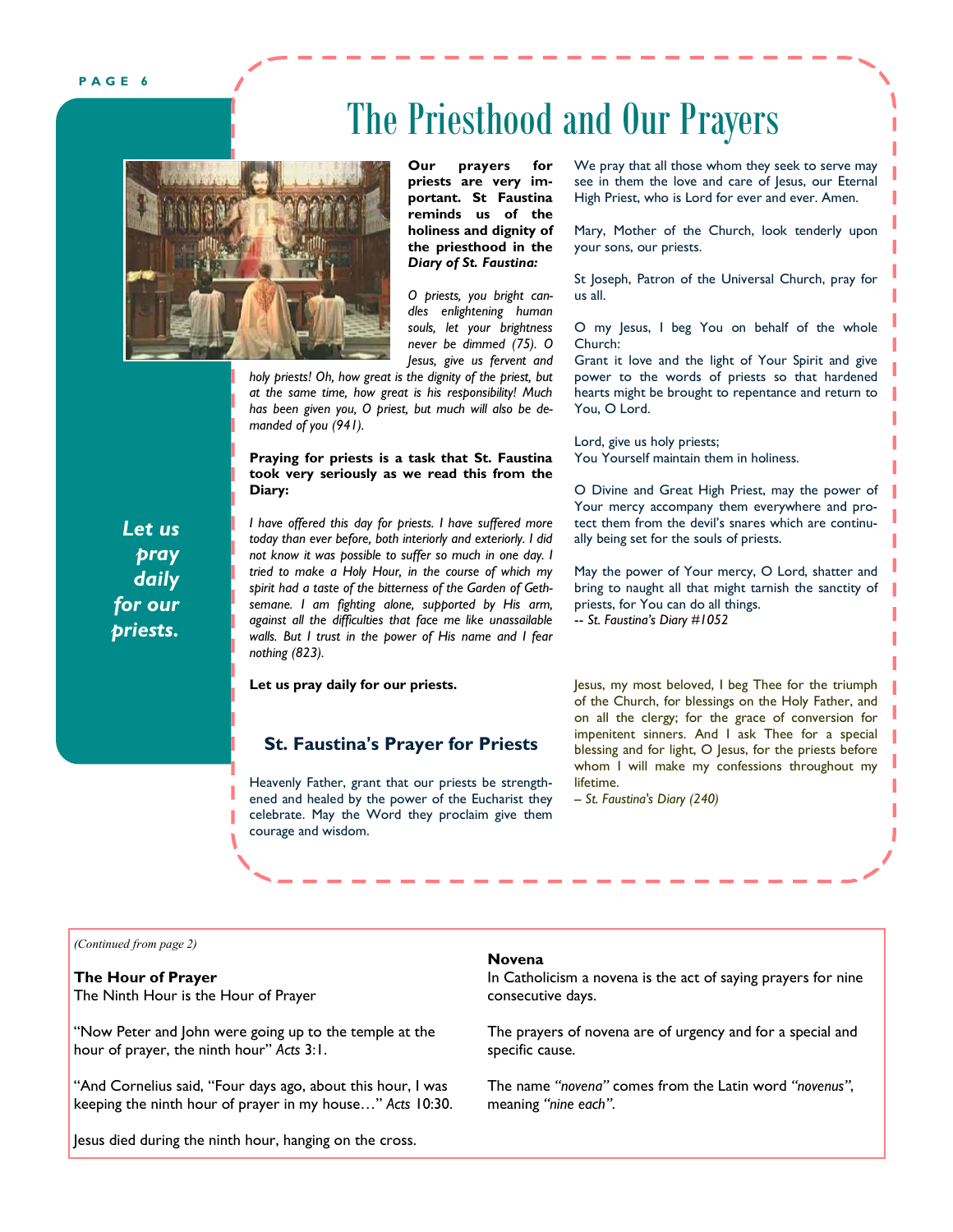# The Priesthood and Our Prayers

*Let us pray daily for our priests.*

**Our prayers for priests are very important. St Faustina reminds us of the holiness and dignity of the priesthood in the *Diary of St. Faustina:***

*O priests, you bright candles enlightening human souls, let your brightness never be dimmed (75). O Jesus, give us fervent and holy priests! Oh, how great is the dignity of the priest, but at the same time, how great is his responsibility! Much has been given you, O priest, but much will also be demanded of you (941).*

**Praying for priests is a task that St. Faustina took very seriously as we read this from the Diary:**

*I have offered this day for priests. I have suffered more today than ever before, both interiorly and exteriorly. I did not know it was possible to suffer so much in one day. I tried to make a Holy Hour, in the course of which my spirit had a taste of the bitterness of the Garden of Gethsemane. I am fighting alone, supported by His arm, against all the difficulties that face me like unassailable walls. But I trust in the power of His name and I fear nothing (823).*

**Let us pray daily for our priests.**

### St. Faustina's Prayer for Priests

Heavenly Father, grant that our priests be strengthened and healed by the power of the Eucharist they celebrate. May the Word they proclaim give them courage and wisdom.

We pray that all those whom they seek to serve may see in them the love and care of Jesus, our Eternal High Priest, who is Lord for ever and ever. Amen.

Mary, Mother of the Church, look tenderly upon your sons, our priests.

St Joseph, Patron of the Universal Church, pray for us all.

O my Jesus, I beg You on behalf of the whole Church:
Grant it love and the light of Your Spirit and give power to the words of priests so that hardened hearts might be brought to repentance and return to You, O Lord.

Lord, give us holy priests;
You Yourself maintain them in holiness.

O Divine and Great High Priest, may the power of Your mercy accompany them everywhere and protect them from the devil's snares which are continually being set for the souls of priests.

May the power of Your mercy, O Lord, shatter and bring to naught all that might tarnish the sanctity of priests, for You can do all things.
*-- St. Faustina's Diary #1052*

Jesus, my most beloved, I beg Thee for the triumph of the Church, for blessings on the Holy Father, and on all the clergy; for the grace of conversion for impenitent sinners. And I ask Thee for a special blessing and for light, O Jesus, for the priests before whom I will make my confessions throughout my lifetime.
*– St. Faustina's Diary (240)*

---

*(Continued from page 2)*

**The Hour of Prayer**
The Ninth Hour is the Hour of Prayer

"Now Peter and John were going up to the temple at the hour of prayer, the ninth hour" *Acts* 3:1.

"And Cornelius said, "Four days ago, about this hour, I was keeping the ninth hour of prayer in my house…" *Acts* 10:30.

Jesus died during the ninth hour, hanging on the cross.

**Novena**
In Catholicism a novena is the act of saying prayers for nine consecutive days.

The prayers of novena are of urgency and for a special and specific cause.

The name *"novena"* comes from the Latin word *"novenus"*, meaning *"nine each"*.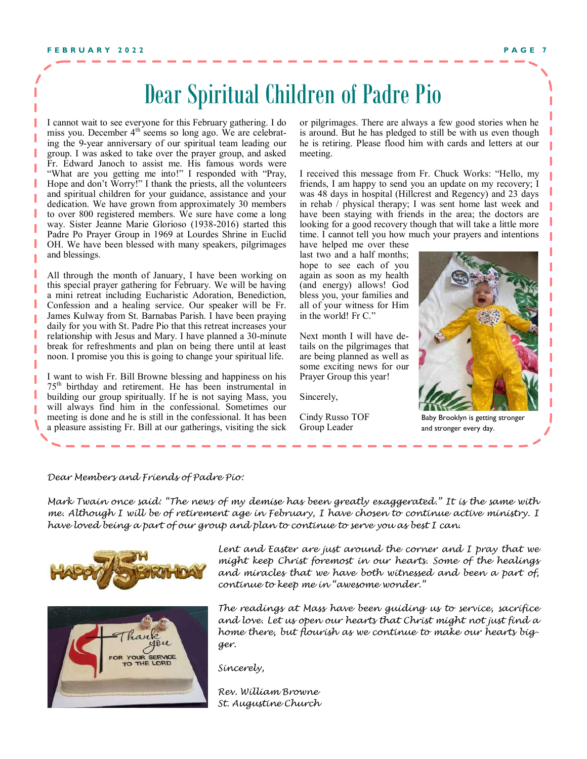# Dear Spiritual Children of Padre Pio

I cannot wait to see everyone for this February gathering. I do miss you. December 4th seems so long ago. We are celebrating the 9-year anniversary of our spiritual team leading our group. I was asked to take over the prayer group, and asked Fr. Edward Janoch to assist me. His famous words were "What are you getting me into!" I responded with "Pray, Hope and don't Worry!" I thank the priests, all the volunteers and spiritual children for your guidance, assistance and your dedication. We have grown from approximately 30 members to over 800 registered members. We sure have come a long way. Sister Jeanne Marie Glorioso (1938-2016) started this Padre Po Prayer Group in 1969 at Lourdes Shrine in Euclid OH. We have been blessed with many speakers, pilgrimages and blessings.

All through the month of January, I have been working on this special prayer gathering for February. We will be having a mini retreat including Eucharistic Adoration, Benediction, Confession and a healing service. Our speaker will be Fr. James Kulway from St. Barnabas Parish. I have been praying daily for you with St. Padre Pio that this retreat increases your relationship with Jesus and Mary. I have planned a 30-minute break for refreshments and plan on being there until at least noon. I promise you this is going to change your spiritual life.

I want to wish Fr. Bill Browne blessing and happiness on his 75th birthday and retirement. He has been instrumental in building our group spiritually. If he is not saying Mass, you will always find him in the confessional. Sometimes our meeting is done and he is still in the confessional. It has been a pleasure assisting Fr. Bill at our gatherings, visiting the sick or pilgrimages. There are always a few good stories when he is around. But he has pledged to still be with us even though he is retiring. Please flood him with cards and letters at our meeting.

I received this message from Fr. Chuck Works: "Hello, my friends, I am happy to send you an update on my recovery; I was 48 days in hospital (Hillcrest and Regency) and 23 days in rehab / physical therapy; I was sent home last week and have been staying with friends in the area; the doctors are looking for a good recovery though that will take a little more time. I cannot tell you how much your prayers and intentions have helped me over these last two and a half months; hope to see each of you again as soon as my health (and energy) allows! God bless you, your families and all of your witness for Him in the world! Fr C."

Next month I will have details on the pilgrimages that are being planned as well as some exciting news for our Prayer Group this year!

Sincerely,

Cindy Russo TOF
Group Leader

Baby Brooklyn is getting stronger and stronger every day.

*Dear Members and Friends of Padre Pio:*

*Mark Twain once said: "The news of my demise has been greatly exaggerated." It is the same with me. Although I will be of retirement age in February, I have chosen to continue active ministry. I have loved being a part of our group and plan to continue to serve you as best I can.*

*Lent and Easter are just around the corner and I pray that we might keep Christ foremost in our hearts. Some of the healings and miracles that we have both witnessed and been a part of, continue to keep me in "awesome wonder."*

*The readings at Mass have been guiding us to service, sacrifice and love. Let us open our hearts that Christ might not just find a home there, but flourish as we continue to make our hearts bigger.*

*Sincerely,*

*Rev. William Browne*
*St. Augustine Church*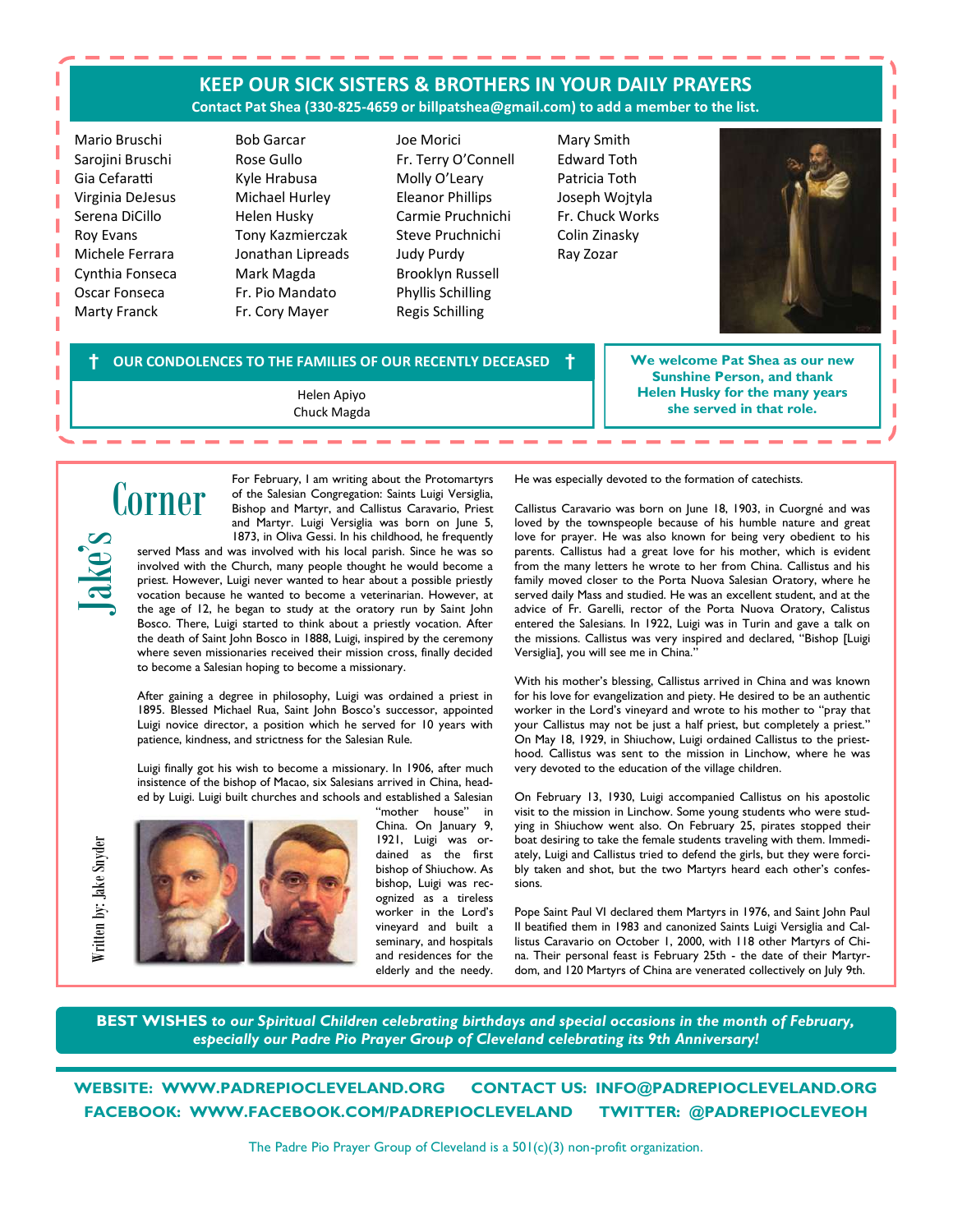## KEEP OUR SICK SISTERS & BROTHERS IN YOUR DAILY PRAYERS

**Contact Pat Shea (330-825-4659 or billpatshea@gmail.com) to add a member to the list.**

Mario Bruschi
Sarojini Bruschi
Gia Cefaratti
Virginia DeJesus
Serena DiCillo
Roy Evans
Michele Ferrara
Cynthia Fonseca
Oscar Fonseca
Marty Franck
Bob Garcar
Rose Gullo
Kyle Hrabusa
Michael Hurley
Helen Husky
Tony Kazmierczak
Jonathan Lipreads
Mark Magda
Fr. Pio Mandato
Fr. Cory Mayer
Joe Morici
Fr. Terry O'Connell
Molly O'Leary
Eleanor Phillips
Carmie Pruchnichi
Steve Pruchnichi
Judy Purdy
Brooklyn Russell
Phyllis Schilling
Regis Schilling
Mary Smith
Edward Toth
Patricia Toth
Joseph Wojtyla
Fr. Chuck Works
Colin Zinasky
Ray Zozar

## † OUR CONDOLENCES TO THE FAMILIES OF OUR RECENTLY DECEASED †

Helen Apiyo
Chuck Magda

**We welcome Pat Shea as our new Sunshine Person, and thank Helen Husky for the many years she served in that role.**

## Jake's Corner

For February, I am writing about the Protomartyrs of the Salesian Congregation: Saints Luigi Versiglia, Bishop and Martyr, and Callistus Caravario, Priest and Martyr. Luigi Versiglia was born on June 5, 1873, in Oliva Gessi. In his childhood, he frequently served Mass and was involved with his local parish. Since he was so involved with the Church, many people thought he would become a priest. However, Luigi never wanted to hear about a possible priestly vocation because he wanted to become a veterinarian. However, at the age of 12, he began to study at the oratory run by Saint John Bosco. There, Luigi started to think about a priestly vocation. After the death of Saint John Bosco in 1888, Luigi, inspired by the ceremony where seven missionaries received their mission cross, finally decided to become a Salesian hoping to become a missionary.

After gaining a degree in philosophy, Luigi was ordained a priest in 1895. Blessed Michael Rua, Saint John Bosco's successor, appointed Luigi novice director, a position which he served for 10 years with patience, kindness, and strictness for the Salesian Rule.

Luigi finally got his wish to become a missionary. In 1906, after much insistence of the bishop of Macao, six Salesians arrived in China, headed by Luigi. Luigi built churches and schools and established a Salesian "mother house" in China. On January 9, 1921, Luigi was ordained as the first bishop of Shiuchow. As bishop, Luigi was recognized as a tireless worker in the Lord's vineyard and built a seminary, and hospitals and residences for the elderly and the needy. He was especially devoted to the formation of catechists.

Callistus Caravario was born on June 18, 1903, in Cuorgné and was loved by the townspeople because of his humble nature and great love for prayer. He was also known for being very obedient to his parents. Callistus had a great love for his mother, which is evident from the many letters he wrote to her from China. Callistus and his family moved closer to the Porta Nuova Salesian Oratory, where he served daily Mass and studied. He was an excellent student, and at the advice of Fr. Garelli, rector of the Porta Nuova Oratory, Calistus entered the Salesians. In 1922, Luigi was in Turin and gave a talk on the missions. Callistus was very inspired and declared, "Bishop [Luigi Versiglia], you will see me in China."

With his mother's blessing, Callistus arrived in China and was known for his love for evangelization and piety. He desired to be an authentic worker in the Lord's vineyard and wrote to his mother to "pray that your Callistus may not be just a half priest, but completely a priest." On May 18, 1929, in Shiuchow, Luigi ordained Callistus to the priesthood. Callistus was sent to the mission in Linchow, where he was very devoted to the education of the village children.

On February 13, 1930, Luigi accompanied Callistus on his apostolic visit to the mission in Linchow. Some young students who were studying in Shiuchow went also. On February 25, pirates stopped their boat desiring to take the female students traveling with them. Immediately, Luigi and Callistus tried to defend the girls, but they were forcibly taken and shot, but the two Martyrs heard each other's confessions.

Pope Saint Paul VI declared them Martyrs in 1976, and Saint John Paul II beatified them in 1983 and canonized Saints Luigi Versiglia and Callistus Caravario on October 1, 2000, with 118 other Martyrs of China. Their personal feast is February 25th - the date of their Martyrdom, and 120 Martyrs of China are venerated collectively on July 9th.

Written by: Jake Snyder

**BEST WISHES** ***to our Spiritual Children celebrating birthdays and special occasions in the month of February, especially our Padre Pio Prayer Group of Cleveland celebrating its 9th Anniversary!***

**WEBSITE: WWW.PADREPIOCLEVELAND.ORG  CONTACT US: INFO@PADREPIOCLEVELAND.ORG**
**FACEBOOK: WWW.FACEBOOK.COM/PADREPIOCLEVELAND  TWITTER: @PADREPIOCLEVEOH**

The Padre Pio Prayer Group of Cleveland is a 501(c)(3) non-profit organization.